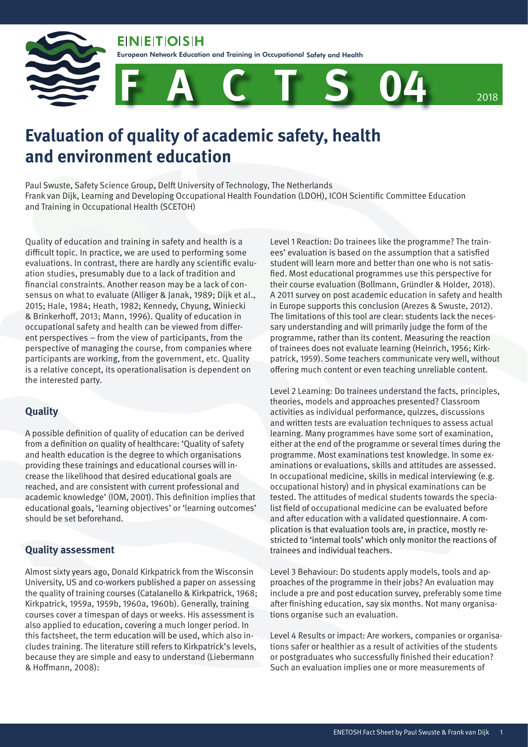# Evaluation of quality of academic safety, health and environment education

Paul Swuste, Safety Science Group, Delft University of Technology, The Netherlands
Frank van Dijk, Learning and Developing Occupational Health Foundation (LDOH), ICOH Scientific Committee Education and Training in Occupational Health (SCETOH)

Quality of education and training in safety and health is a difficult topic. In practice, we are used to performing some evaluations. In contrast, there are hardly any scientific evaluation studies, presumably due to a lack of tradition and financial constraints. Another reason may be a lack of consensus on what to evaluate (Alliger & Janak, 1989; Dijk et al., 2015; Hale, 1984; Heath, 1982; Kennedy, Chyung, Winiecki & Brinkerhoff, 2013; Mann, 1996). Quality of education in occupational safety and health can be viewed from different perspectives – from the view of participants, from the perspective of managing the course, from companies where participants are working, from the government, etc. Quality is a relative concept, its operationalisation is dependent on the interested party.

## Quality

A possible definition of quality of education can be derived from a definition on quality of healthcare: 'Quality of safety and health education is the degree to which organisations providing these trainings and educational courses will increase the likelihood that desired educational goals are reached, and are consistent with current professional and academic knowledge' (IOM, 2001). This definition implies that educational goals, 'learning objectives' or 'learning outcomes' should be set beforehand.

## Quality assessment

Almost sixty years ago, Donald Kirkpatrick from the Wisconsin University, US and co-workers published a paper on assessing the quality of training courses (Catalanello & Kirkpatrick, 1968; Kirkpatrick, 1959a, 1959b, 1960a, 1960b). Generally, training courses cover a timespan of days or weeks. His assessment is also applied to education, covering a much longer period. In this factsheet, the term education will be used, which also includes training. The literature still refers to Kirkpatrick's levels, because they are simple and easy to understand (Liebermann & Hoffmann, 2008):

Level 1 Reaction: Do trainees like the programme? The trainees' evaluation is based on the assumption that a satisfied student will learn more and better than one who is not satisfied. Most educational programmes use this perspective for their course evaluation (Bollmann, Gründler & Holder, 2018). A 2011 survey on post academic education in safety and health in Europe supports this conclusion (Arezes & Swuste, 2012). The limitations of this tool are clear: students lack the necessary understanding and will primarily judge the form of the programme, rather than its content. Measuring the reaction of trainees does not evaluate learning (Heinrich, 1956; Kirkpatrick, 1959). Some teachers communicate very well, without offering much content or even teaching unreliable content.

Level 2 Learning: Do trainees understand the facts, principles, theories, models and approaches presented? Classroom activities as individual performance, quizzes, discussions and written tests are evaluation techniques to assess actual learning. Many programmes have some sort of examination, either at the end of the programme or several times during the programme. Most examinations test knowledge. In some examinations or evaluations, skills and attitudes are assessed. In occupational medicine, skills in medical interviewing (e.g. occupational history) and in physical examinations can be tested. The attitudes of medical students towards the specialist field of occupational medicine can be evaluated before and after education with a validated questionnaire. A complication is that evaluation tools are, in practice, mostly restricted to 'internal tools' which only monitor the reactions of trainees and individual teachers.

Level 3 Behaviour: Do students apply models, tools and approaches of the programme in their jobs? An evaluation may include a pre and post education survey, preferably some time after finishing education, say six months. Not many organisations organise such an evaluation.

Level 4 Results or impact: Are workers, companies or organisations safer or healthier as a result of activities of the students or postgraduates who successfully finished their education? Such an evaluation implies one or more measurements of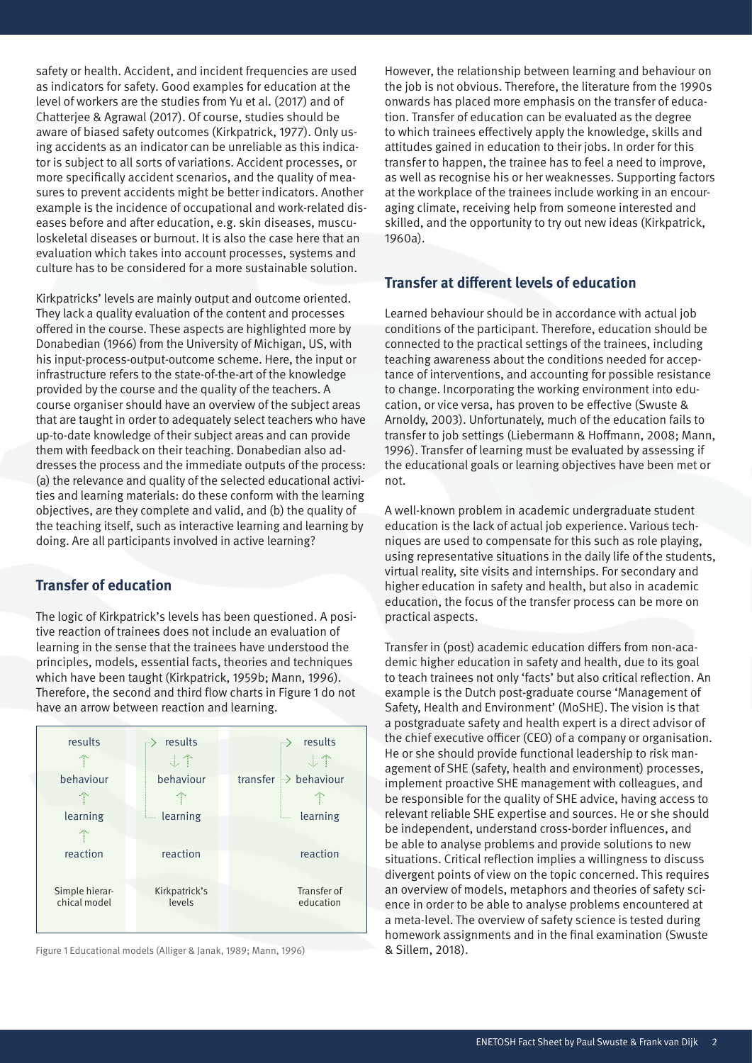safety or health. Accident, and incident frequencies are used as indicators for safety. Good examples for education at the level of workers are the studies from Yu et al. (2017) and of Chatterjee & Agrawal (2017). Of course, studies should be aware of biased safety outcomes (Kirkpatrick, 1977). Only using accidents as an indicator can be unreliable as this indicator is subject to all sorts of variations. Accident processes, or more specifically accident scenarios, and the quality of measures to prevent accidents might be better indicators. Another example is the incidence of occupational and work-related diseases before and after education, e.g. skin diseases, musculoskeletal diseases or burnout. It is also the case here that an evaluation which takes into account processes, systems and culture has to be considered for a more sustainable solution.

Kirkpatricks' levels are mainly output and outcome oriented. They lack a quality evaluation of the content and processes offered in the course. These aspects are highlighted more by Donabedian (1966) from the University of Michigan, US, with his input-process-output-outcome scheme. Here, the input or infrastructure refers to the state-of-the-art of the knowledge provided by the course and the quality of the teachers. A course organiser should have an overview of the subject areas that are taught in order to adequately select teachers who have up-to-date knowledge of their subject areas and can provide them with feedback on their teaching. Donabedian also addresses the process and the immediate outputs of the process: (a) the relevance and quality of the selected educational activities and learning materials: do these conform with the learning objectives, are they complete and valid, and (b) the quality of the teaching itself, such as interactive learning and learning by doing. Are all participants involved in active learning?

## Transfer of education

The logic of Kirkpatrick's levels has been questioned. A positive reaction of trainees does not include an evaluation of learning in the sense that the trainees have understood the principles, models, essential facts, theories and techniques which have been taught (Kirkpatrick, 1959b; Mann, 1996). Therefore, the second and third flow charts in Figure 1 do not have an arrow between reaction and learning.

| Simple hierarchical model | Kirkpatrick's levels | Transfer of education |
|---|---|---|
| results | results | results |
| behaviour | behaviour | transfer → behaviour |
| learning | learning | learning |
| reaction | reaction | reaction |

Figure 1 Educational models (Alliger & Janak, 1989; Mann, 1996)

However, the relationship between learning and behaviour on the job is not obvious. Therefore, the literature from the 1990s onwards has placed more emphasis on the transfer of education. Transfer of education can be evaluated as the degree to which trainees effectively apply the knowledge, skills and attitudes gained in education to their jobs. In order for this transfer to happen, the trainee has to feel a need to improve, as well as recognise his or her weaknesses. Supporting factors at the workplace of the trainees include working in an encouraging climate, receiving help from someone interested and skilled, and the opportunity to try out new ideas (Kirkpatrick, 1960a).

## Transfer at different levels of education

Learned behaviour should be in accordance with actual job conditions of the participant. Therefore, education should be connected to the practical settings of the trainees, including teaching awareness about the conditions needed for acceptance of interventions, and accounting for possible resistance to change. Incorporating the working environment into education, or vice versa, has proven to be effective (Swuste & Arnoldy, 2003). Unfortunately, much of the education fails to transfer to job settings (Liebermann & Hoffmann, 2008; Mann, 1996). Transfer of learning must be evaluated by assessing if the educational goals or learning objectives have been met or not.

A well-known problem in academic undergraduate student education is the lack of actual job experience. Various techniques are used to compensate for this such as role playing, using representative situations in the daily life of the students, virtual reality, site visits and internships. For secondary and higher education in safety and health, but also in academic education, the focus of the transfer process can be more on practical aspects.

Transfer in (post) academic education differs from non-academic higher education in safety and health, due to its goal to teach trainees not only 'facts' but also critical reflection. An example is the Dutch post-graduate course 'Management of Safety, Health and Environment' (MoSHE). The vision is that a postgraduate safety and health expert is a direct advisor of the chief executive officer (CEO) of a company or organisation. He or she should provide functional leadership to risk management of SHE (safety, health and environment) processes, implement proactive SHE management with colleagues, and be responsible for the quality of SHE advice, having access to relevant reliable SHE expertise and sources. He or she should be independent, understand cross-border influences, and be able to analyse problems and provide solutions to new situations. Critical reflection implies a willingness to discuss divergent points of view on the topic concerned. This requires an overview of models, metaphors and theories of safety science in order to be able to analyse problems encountered at a meta-level. The overview of safety science is tested during homework assignments and in the final examination (Swuste & Sillem, 2018).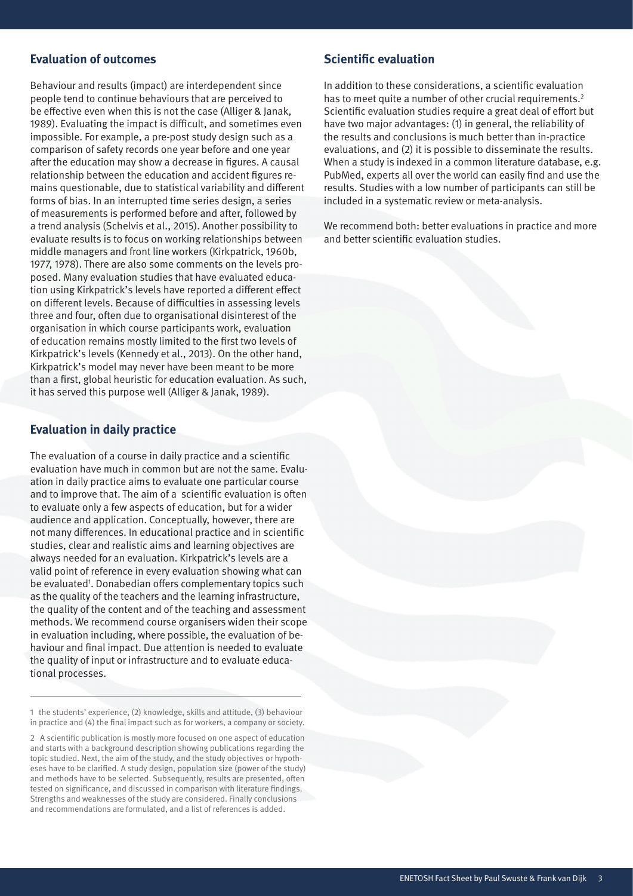## Evaluation of outcomes

Behaviour and results (impact) are interdependent since people tend to continue behaviours that are perceived to be effective even when this is not the case (Alliger & Janak, 1989). Evaluating the impact is difficult, and sometimes even impossible. For example, a pre-post study design such as a comparison of safety records one year before and one year after the education may show a decrease in figures. A causal relationship between the education and accident figures remains questionable, due to statistical variability and different forms of bias. In an interrupted time series design, a series of measurements is performed before and after, followed by a trend analysis (Schelvis et al., 2015). Another possibility to evaluate results is to focus on working relationships between middle managers and front line workers (Kirkpatrick, 1960b, 1977, 1978). There are also some comments on the levels proposed. Many evaluation studies that have evaluated education using Kirkpatrick's levels have reported a different effect on different levels. Because of difficulties in assessing levels three and four, often due to organisational disinterest of the organisation in which course participants work, evaluation of education remains mostly limited to the first two levels of Kirkpatrick's levels (Kennedy et al., 2013). On the other hand, Kirkpatrick's model may never have been meant to be more than a first, global heuristic for education evaluation. As such, it has served this purpose well (Alliger & Janak, 1989).

## Evaluation in daily practice

The evaluation of a course in daily practice and a scientific evaluation have much in common but are not the same. Evaluation in daily practice aims to evaluate one particular course and to improve that. The aim of a scientific evaluation is often to evaluate only a few aspects of education, but for a wider audience and application. Conceptually, however, there are not many differences. In educational practice and in scientific studies, clear and realistic aims and learning objectives are always needed for an evaluation. Kirkpatrick's levels are a valid point of reference in every evaluation showing what can be evaluated[1]. Donabedian offers complementary topics such as the quality of the teachers and the learning infrastructure, the quality of the content and of the teaching and assessment methods. We recommend course organisers widen their scope in evaluation including, where possible, the evaluation of behaviour and final impact. Due attention is needed to evaluate the quality of input or infrastructure and to evaluate educational processes.

## Scientific evaluation

In addition to these considerations, a scientific evaluation has to meet quite a number of other crucial requirements.[2] Scientific evaluation studies require a great deal of effort but have two major advantages: (1) in general, the reliability of the results and conclusions is much better than in-practice evaluations, and (2) it is possible to disseminate the results. When a study is indexed in a common literature database, e.g. PubMed, experts all over the world can easily find and use the results. Studies with a low number of participants can still be included in a systematic review or meta-analysis.

We recommend both: better evaluations in practice and more and better scientific evaluation studies.

---

1 the students' experience, (2) knowledge, skills and attitude, (3) behaviour in practice and (4) the final impact such as for workers, a company or society.

2 A scientific publication is mostly more focused on one aspect of education and starts with a background description showing publications regarding the topic studied. Next, the aim of the study, and the study objectives or hypotheses have to be clarified. A study design, population size (power of the study) and methods have to be selected. Subsequently, results are presented, often tested on significance, and discussed in comparison with literature findings. Strengths and weaknesses of the study are considered. Finally conclusions and recommendations are formulated, and a list of references is added.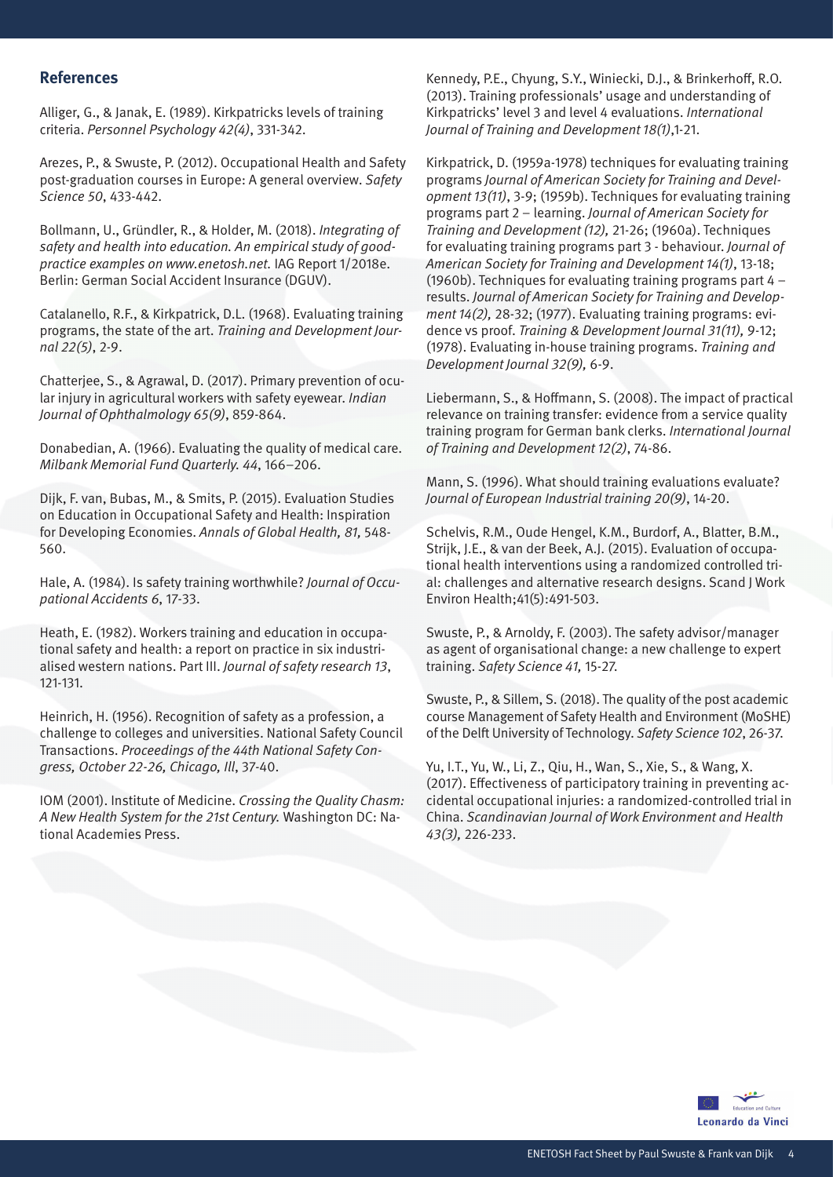## References

Alliger, G., & Janak, E. (1989). Kirkpatricks levels of training criteria. *Personnel Psychology 42(4)*, 331-342.

Arezes, P., & Swuste, P. (2012). Occupational Health and Safety post-graduation courses in Europe: A general overview. *Safety Science 50*, 433-442.

Bollmann, U., Gründler, R., & Holder, M. (2018). *Integrating of safety and health into education. An empirical study of good-practice examples on www.enetosh.net.* IAG Report 1/2018e. Berlin: German Social Accident Insurance (DGUV).

Catalanello, R.F., & Kirkpatrick, D.L. (1968). Evaluating training programs, the state of the art. *Training and Development Journal 22(5)*, 2-9.

Chatterjee, S., & Agrawal, D. (2017). Primary prevention of ocular injury in agricultural workers with safety eyewear. *Indian Journal of Ophthalmology 65(9)*, 859-864.

Donabedian, A. (1966). Evaluating the quality of medical care. *Milbank Memorial Fund Quarterly. 44*, 166–206.

Dijk, F. van, Bubas, M., & Smits, P. (2015). Evaluation Studies on Education in Occupational Safety and Health: Inspiration for Developing Economies. *Annals of Global Health, 81,* 548-560.

Hale, A. (1984). Is safety training worthwhile? *Journal of Occupational Accidents 6*, 17-33.

Heath, E. (1982). Workers training and education in occupational safety and health: a report on practice in six industrialised western nations. Part III. *Journal of safety research 13*, 121-131.

Heinrich, H. (1956). Recognition of safety as a profession, a challenge to colleges and universities. National Safety Council Transactions. *Proceedings of the 44th National Safety Congress, October 22-26, Chicago, Ill*, 37-40.

IOM (2001). Institute of Medicine. *Crossing the Quality Chasm: A New Health System for the 21st Century.* Washington DC: National Academies Press.

Kennedy, P.E., Chyung, S.Y., Winiecki, D.J., & Brinkerhoff, R.O. (2013). Training professionals' usage and understanding of Kirkpatricks' level 3 and level 4 evaluations. *International Journal of Training and Development 18(1)*,1-21.

Kirkpatrick, D. (1959a-1978) techniques for evaluating training programs *Journal of American Society for Training and Development 13(11)*, 3-9; (1959b). Techniques for evaluating training programs part 2 – learning. *Journal of American Society for Training and Development (12),* 21-26; (1960a). Techniques for evaluating training programs part 3 - behaviour. *Journal of American Society for Training and Development 14(1)*, 13-18; (1960b). Techniques for evaluating training programs part 4 – results. *Journal of American Society for Training and Development 14(2),* 28-32; (1977). Evaluating training programs: evidence vs proof. *Training & Development Journal 31(11),* 9-12; (1978). Evaluating in-house training programs. *Training and Development Journal 32(9),* 6-9.

Liebermann, S., & Hoffmann, S. (2008). The impact of practical relevance on training transfer: evidence from a service quality training program for German bank clerks. *International Journal of Training and Development 12(2)*, 74-86.

Mann, S. (1996). What should training evaluations evaluate? *Journal of European Industrial training 20(9)*, 14-20.

Schelvis, R.M., Oude Hengel, K.M., Burdorf, A., Blatter, B.M., Strijk, J.E., & van der Beek, A.J. (2015). Evaluation of occupational health interventions using a randomized controlled trial: challenges and alternative research designs. Scand J Work Environ Health;41(5):491-503.

Swuste, P., & Arnoldy, F. (2003). The safety advisor/manager as agent of organisational change: a new challenge to expert training. *Safety Science 41,* 15-27.

Swuste, P., & Sillem, S. (2018). The quality of the post academic course Management of Safety Health and Environment (MoSHE) of the Delft University of Technology. *Safety Science 102*, 26-37.

Yu, I.T., Yu, W., Li, Z., Qiu, H., Wan, S., Xie, S., & Wang, X. (2017). Effectiveness of participatory training in preventing accidental occupational injuries: a randomized-controlled trial in China. *Scandinavian Journal of Work Environment and Health 43(3),* 226-233.

Education and Culture
Leonardo da Vinci